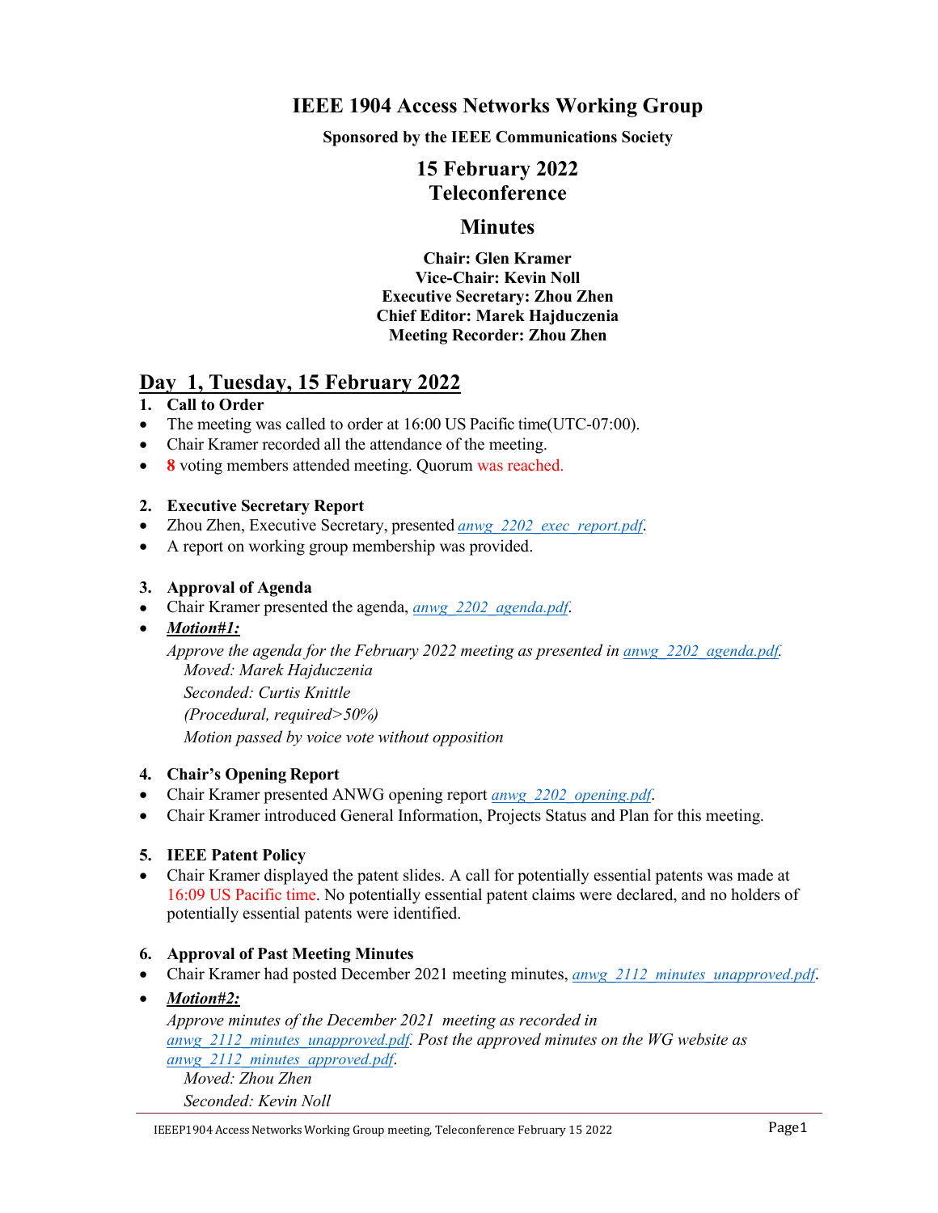# IEEE 1904 Access Networks Working Group

**Sponsored by the IEEE Communications Society**

## 15 February 2022
## Teleconference

## Minutes

**Chair: Glen Kramer**
**Vice-Chair: Kevin Noll**
**Executive Secretary: Zhou Zhen**
**Chief Editor: Marek Hajduczenia**
**Meeting Recorder: Zhou Zhen**

## Day 1, Tuesday, 15 February 2022

### 1. Call to Order

- The meeting was called to order at 16:00 US Pacific time(UTC-07:00).
- Chair Kramer recorded all the attendance of the meeting.
- **8** voting members attended meeting. Quorum was reached.

### 2. Executive Secretary Report

- Zhou Zhen, Executive Secretary, presented *anwg_2202_exec_report.pdf*.
- A report on working group membership was provided.

### 3. Approval of Agenda

- Chair Kramer presented the agenda, *anwg_2202_agenda.pdf*.
- ***Motion#1:***

  *Approve the agenda for the February 2022 meeting as presented in anwg_2202_agenda.pdf.*
  *Moved: Marek Hajduczenia*
  *Seconded: Curtis Knittle*
  *(Procedural, required>50%)*
  *Motion passed by voice vote without opposition*

### 4. Chair's Opening Report

- Chair Kramer presented ANWG opening report *anwg_2202_opening.pdf*.
- Chair Kramer introduced General Information, Projects Status and Plan for this meeting.

### 5. IEEE Patent Policy

- Chair Kramer displayed the patent slides. A call for potentially essential patents was made at 16:09 US Pacific time. No potentially essential patent claims were declared, and no holders of potentially essential patents were identified.

### 6. Approval of Past Meeting Minutes

- Chair Kramer had posted December 2021 meeting minutes, *anwg_2112_minutes_unapproved.pdf*.
- ***Motion#2:***

  *Approve minutes of the December 2021 meeting as recorded in anwg_2112_minutes_unapproved.pdf. Post the approved minutes on the WG website as anwg_2112_minutes_approved.pdf.*
  *Moved: Zhou Zhen*
  *Seconded: Kevin Noll*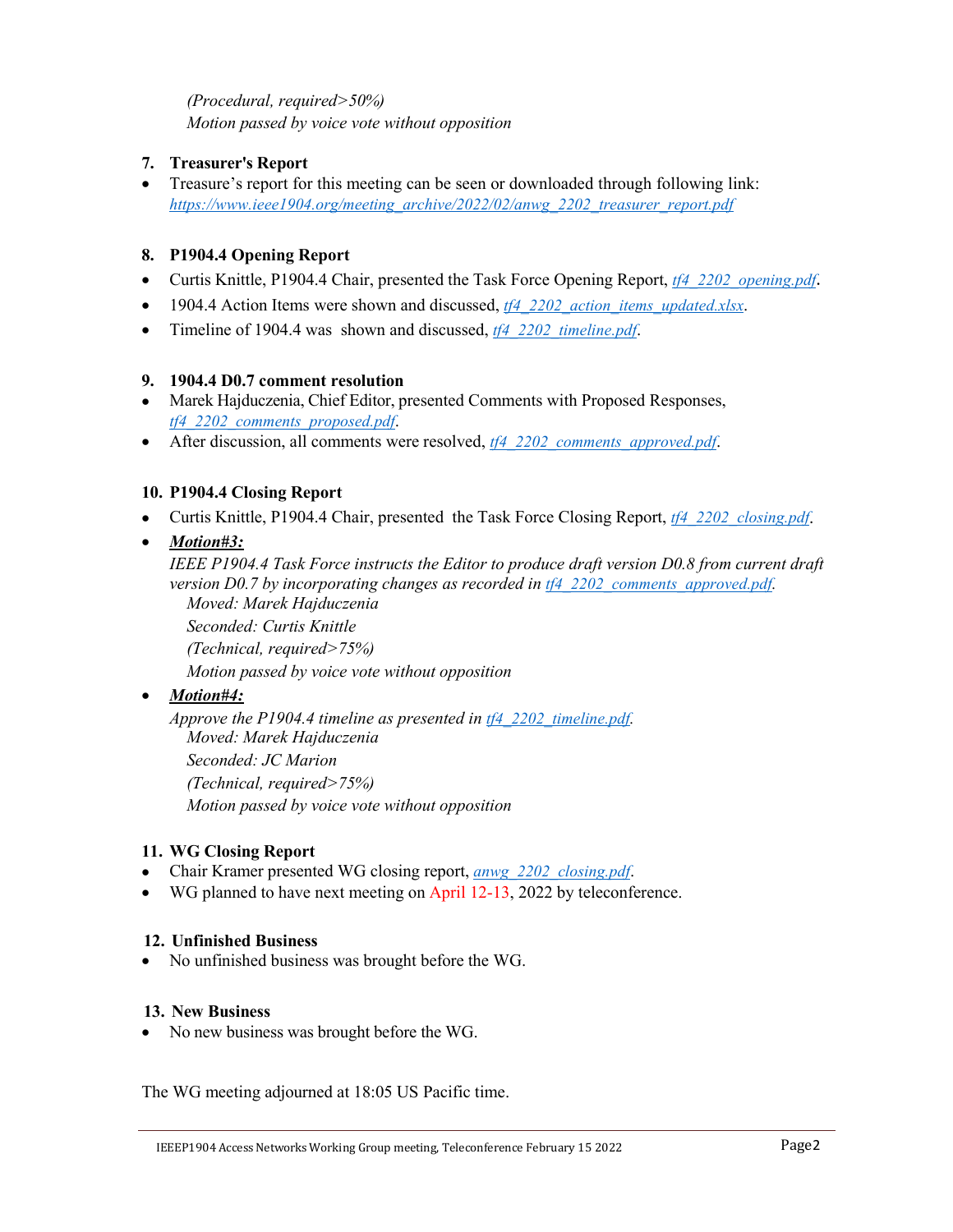*(Procedural, required>50%)*
*Motion passed by voice vote without opposition*

**7. Treasurer's Report**

- Treasure's report for this meeting can be seen or downloaded through following link: *https://www.ieee1904.org/meeting_archive/2022/02/anwg_2202_treasurer_report.pdf*

**8. P1904.4 Opening Report**

- Curtis Knittle, P1904.4 Chair, presented the Task Force Opening Report, *tf4_2202_opening.pdf*.
- 1904.4 Action Items were shown and discussed, *tf4_2202_action_items_updated.xlsx*.
- Timeline of 1904.4 was shown and discussed, *tf4_2202_timeline.pdf*.

**9. 1904.4 D0.7 comment resolution**

- Marek Hajduczenia, Chief Editor, presented Comments with Proposed Responses, *tf4_2202_comments_proposed.pdf*.
- After discussion, all comments were resolved, *tf4_2202_comments_approved.pdf*.

**10. P1904.4 Closing Report**

- Curtis Knittle, P1904.4 Chair, presented the Task Force Closing Report, *tf4_2202_closing.pdf*.
- ***Motion#3:***
  *IEEE P1904.4 Task Force instructs the Editor to produce draft version D0.8 from current draft version D0.7 by incorporating changes as recorded in tf4_2202_comments_approved.pdf.*
  *Moved: Marek Hajduczenia*
  *Seconded: Curtis Knittle*
  *(Technical, required>75%)*
  *Motion passed by voice vote without opposition*
- ***Motion#4:***
  *Approve the P1904.4 timeline as presented in tf4_2202_timeline.pdf.*
  *Moved: Marek Hajduczenia*
  *Seconded: JC Marion*
  *(Technical, required>75%)*
  *Motion passed by voice vote without opposition*

**11. WG Closing Report**

- Chair Kramer presented WG closing report, *anwg_2202_closing.pdf*.
- WG planned to have next meeting on April 12-13, 2022 by teleconference.

**12. Unfinished Business**

- No unfinished business was brought before the WG.

**13. New Business**

- No new business was brought before the WG.

The WG meeting adjourned at 18:05 US Pacific time.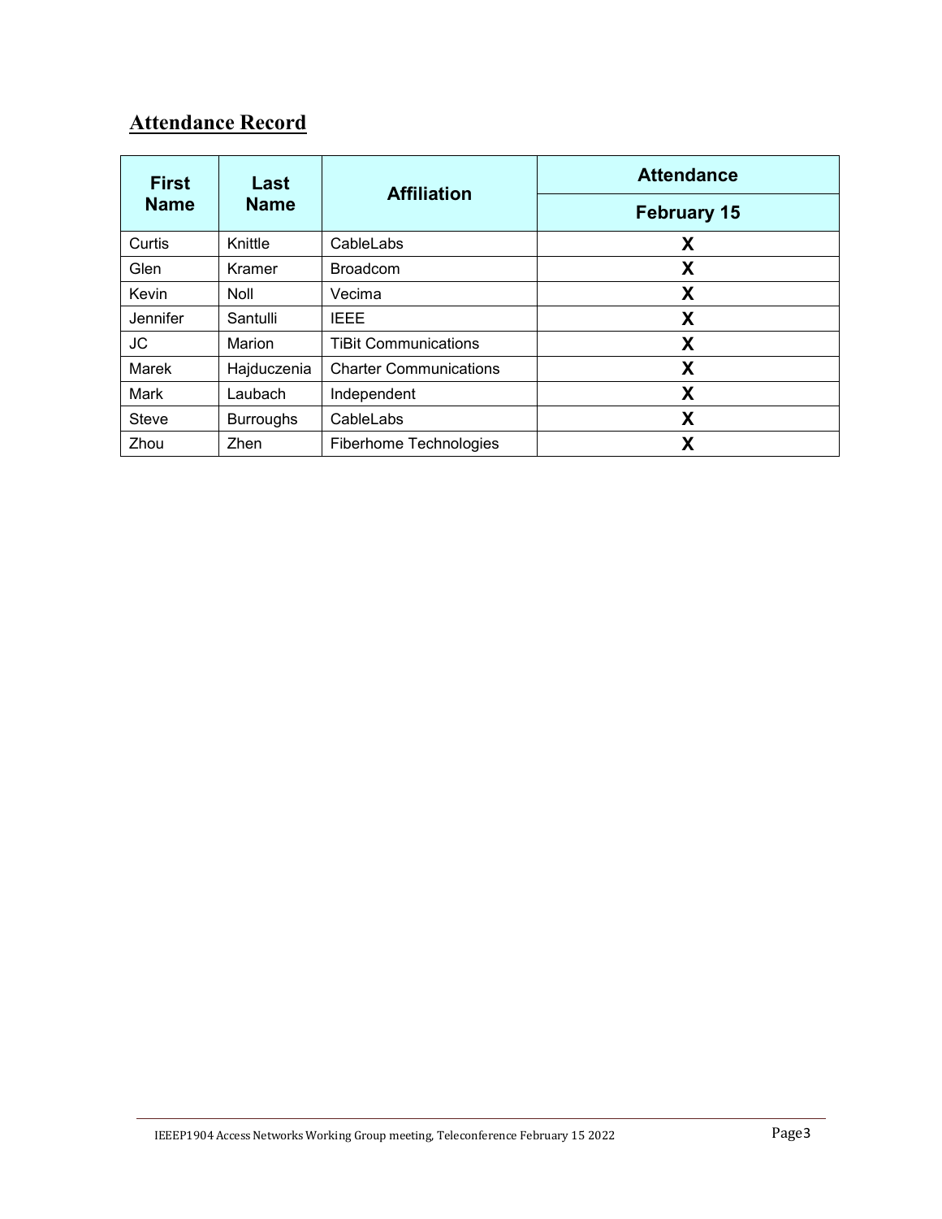## Attendance Record

| First Name | Last Name | Affiliation | Attendance |
|---|---|---|---|
| | | | February 15 |
| Curtis | Knittle | CableLabs | X |
| Glen | Kramer | Broadcom | X |
| Kevin | Noll | Vecima | X |
| Jennifer | Santulli | IEEE | X |
| JC | Marion | TiBit Communications | X |
| Marek | Hajduczenia | Charter Communications | X |
| Mark | Laubach | Independent | X |
| Steve | Burroughs | CableLabs | X |
| Zhou | Zhen | Fiberhome Technologies | X |